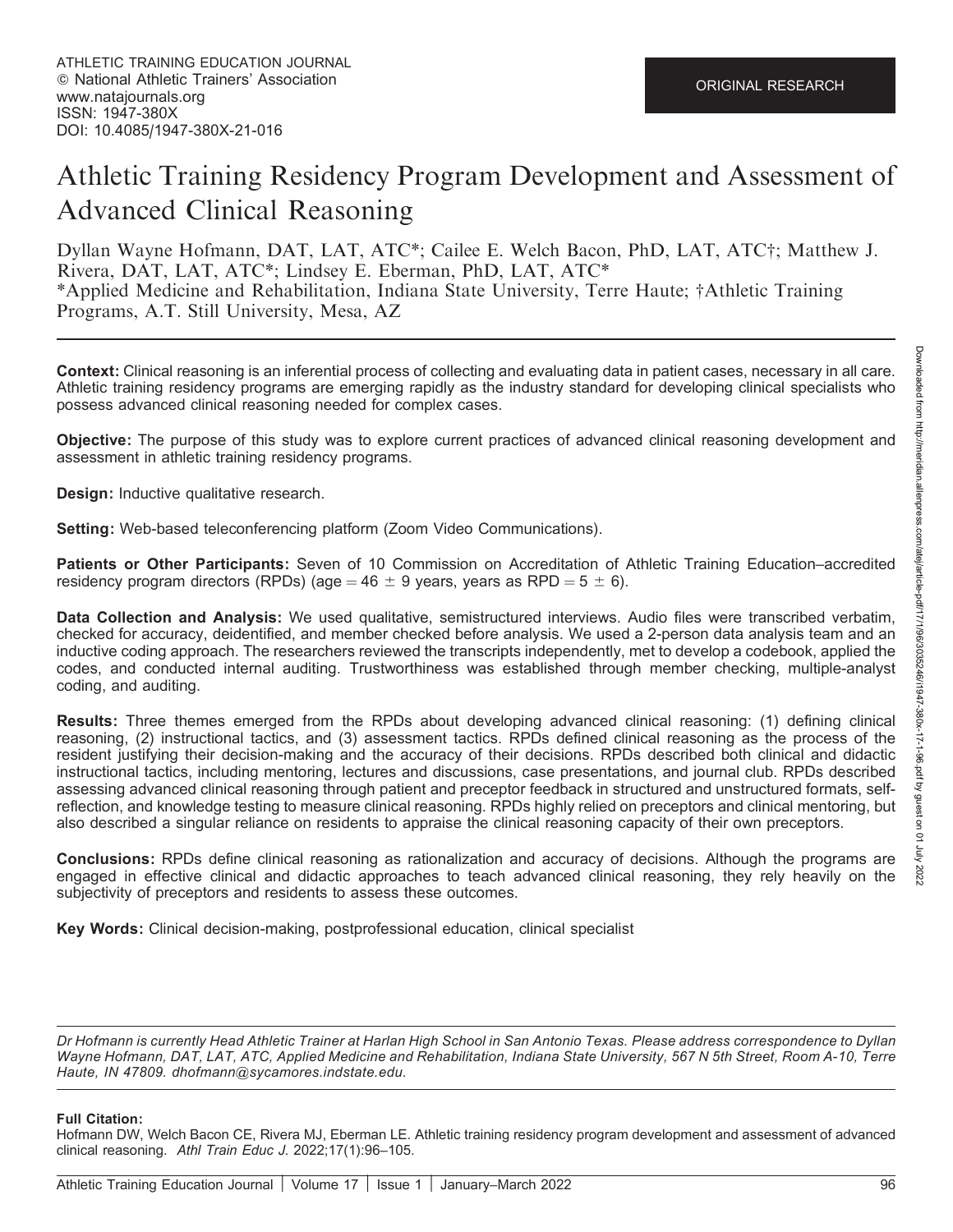ATHLETIC TRAINING EDUCATION JOURNAL
© National Athletic Trainers' Association
www.natajournals.org
ISSN: 1947-380X
DOI: 10.4085/1947-380X-21-016

ORIGINAL RESEARCH

# Athletic Training Residency Program Development and Assessment of Advanced Clinical Reasoning

Dyllan Wayne Hofmann, DAT, LAT, ATC*; Cailee E. Welch Bacon, PhD, LAT, ATC†; Matthew J. Rivera, DAT, LAT, ATC*; Lindsey E. Eberman, PhD, LAT, ATC*
*Applied Medicine and Rehabilitation, Indiana State University, Terre Haute; †Athletic Training Programs, A.T. Still University, Mesa, AZ

**Context:** Clinical reasoning is an inferential process of collecting and evaluating data in patient cases, necessary in all care. Athletic training residency programs are emerging rapidly as the industry standard for developing clinical specialists who possess advanced clinical reasoning needed for complex cases.

**Objective:** The purpose of this study was to explore current practices of advanced clinical reasoning development and assessment in athletic training residency programs.

**Design:** Inductive qualitative research.

**Setting:** Web-based teleconferencing platform (Zoom Video Communications).

**Patients or Other Participants:** Seven of 10 Commission on Accreditation of Athletic Training Education–accredited residency program directors (RPDs) (age = 46 ± 9 years, years as RPD = 5 ± 6).

**Data Collection and Analysis:** We used qualitative, semistructured interviews. Audio files were transcribed verbatim, checked for accuracy, deidentified, and member checked before analysis. We used a 2-person data analysis team and an inductive coding approach. The researchers reviewed the transcripts independently, met to develop a codebook, applied the codes, and conducted internal auditing. Trustworthiness was established through member checking, multiple-analyst coding, and auditing.

**Results:** Three themes emerged from the RPDs about developing advanced clinical reasoning: (1) defining clinical reasoning, (2) instructional tactics, and (3) assessment tactics. RPDs defined clinical reasoning as the process of the resident justifying their decision-making and the accuracy of their decisions. RPDs described both clinical and didactic instructional tactics, including mentoring, lectures and discussions, case presentations, and journal club. RPDs described assessing advanced clinical reasoning through patient and preceptor feedback in structured and unstructured formats, self-reflection, and knowledge testing to measure clinical reasoning. RPDs highly relied on preceptors and clinical mentoring, but also described a singular reliance on residents to appraise the clinical reasoning capacity of their own preceptors.

**Conclusions:** RPDs define clinical reasoning as rationalization and accuracy of decisions. Although the programs are engaged in effective clinical and didactic approaches to teach advanced clinical reasoning, they rely heavily on the subjectivity of preceptors and residents to assess these outcomes.

**Key Words:** Clinical decision-making, postprofessional education, clinical specialist

*Dr Hofmann is currently Head Athletic Trainer at Harlan High School in San Antonio Texas. Please address correspondence to Dyllan Wayne Hofmann, DAT, LAT, ATC, Applied Medicine and Rehabilitation, Indiana State University, 567 N 5th Street, Room A-10, Terre Haute, IN 47809. dhofmann@sycamores.indstate.edu.*

**Full Citation:**
Hofmann DW, Welch Bacon CE, Rivera MJ, Eberman LE. Athletic training residency program development and assessment of advanced clinical reasoning. *Athl Train Educ J.* 2022;17(1):96–105.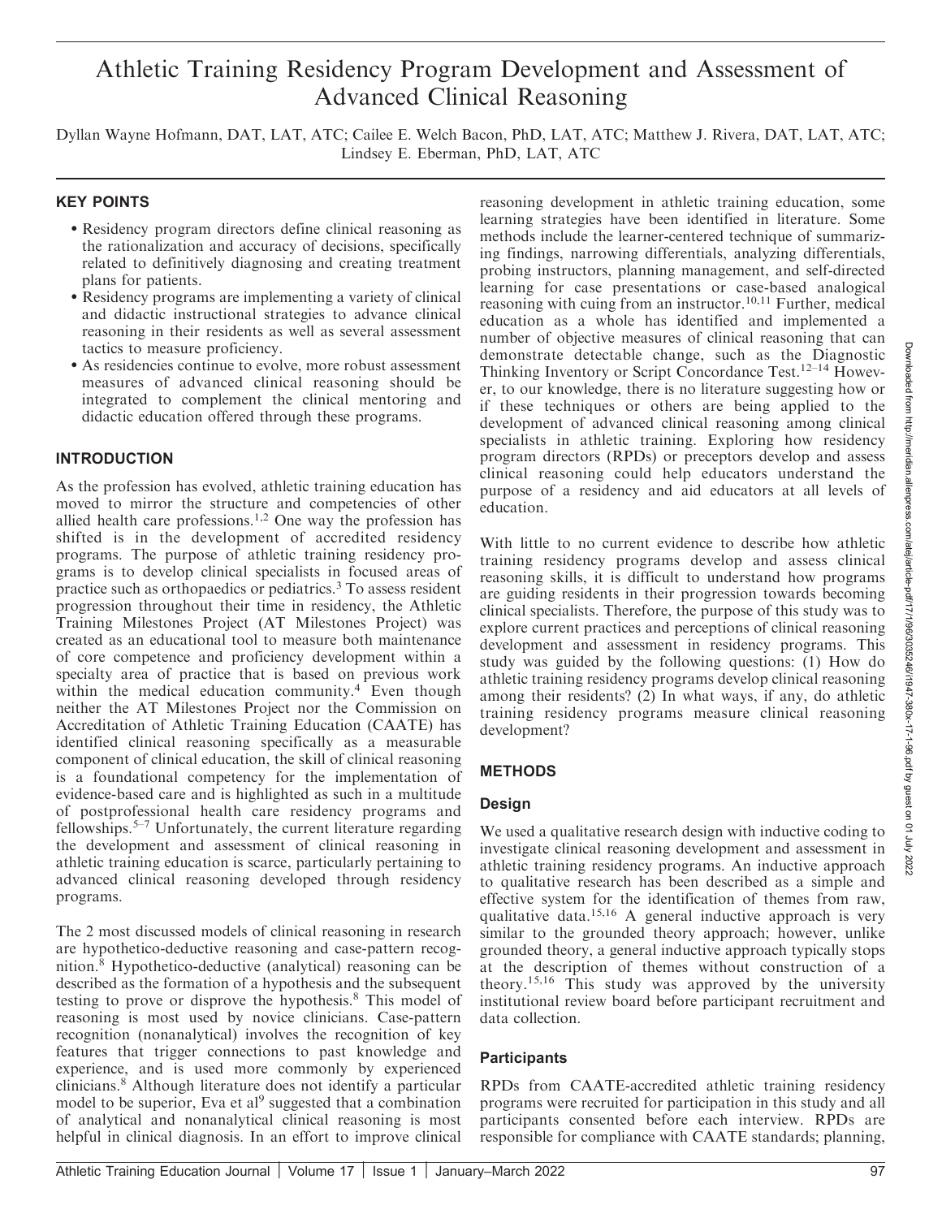# Athletic Training Residency Program Development and Assessment of Advanced Clinical Reasoning

Dyllan Wayne Hofmann, DAT, LAT, ATC; Cailee E. Welch Bacon, PhD, LAT, ATC; Matthew J. Rivera, DAT, LAT, ATC; Lindsey E. Eberman, PhD, LAT, ATC

## KEY POINTS

- Residency program directors define clinical reasoning as the rationalization and accuracy of decisions, specifically related to definitively diagnosing and creating treatment plans for patients.
- Residency programs are implementing a variety of clinical and didactic instructional strategies to advance clinical reasoning in their residents as well as several assessment tactics to measure proficiency.
- As residencies continue to evolve, more robust assessment measures of advanced clinical reasoning should be integrated to complement the clinical mentoring and didactic education offered through these programs.

## INTRODUCTION

As the profession has evolved, athletic training education has moved to mirror the structure and competencies of other allied health care professions.[1,2] One way the profession has shifted is in the development of accredited residency programs. The purpose of athletic training residency programs is to develop clinical specialists in focused areas of practice such as orthopaedics or pediatrics.[3] To assess resident progression throughout their time in residency, the Athletic Training Milestones Project (AT Milestones Project) was created as an educational tool to measure both maintenance of core competence and proficiency development within a specialty area of practice that is based on previous work within the medical education community.[4] Even though neither the AT Milestones Project nor the Commission on Accreditation of Athletic Training Education (CAATE) has identified clinical reasoning specifically as a measurable component of clinical education, the skill of clinical reasoning is a foundational competency for the implementation of evidence-based care and is highlighted as such in a multitude of postprofessional health care residency programs and fellowships.[5–7] Unfortunately, the current literature regarding the development and assessment of clinical reasoning in athletic training education is scarce, particularly pertaining to advanced clinical reasoning developed through residency programs.

The 2 most discussed models of clinical reasoning in research are hypothetico-deductive reasoning and case-pattern recognition.[8] Hypothetico-deductive (analytical) reasoning can be described as the formation of a hypothesis and the subsequent testing to prove or disprove the hypothesis.[8] This model of reasoning is most used by novice clinicians. Case-pattern recognition (nonanalytical) involves the recognition of key features that trigger connections to past knowledge and experience, and is used more commonly by experienced clinicians.[8] Although literature does not identify a particular model to be superior, Eva et al[9] suggested that a combination of analytical and nonanalytical clinical reasoning is most helpful in clinical diagnosis. In an effort to improve clinical reasoning development in athletic training education, some learning strategies have been identified in literature. Some methods include the learner-centered technique of summarizing findings, narrowing differentials, analyzing differentials, probing instructors, planning management, and self-directed learning for case presentations or case-based analogical reasoning with cuing from an instructor.[10,11] Further, medical education as a whole has identified and implemented a number of objective measures of clinical reasoning that can demonstrate detectable change, such as the Diagnostic Thinking Inventory or Script Concordance Test.[12–14] However, to our knowledge, there is no literature suggesting how or if these techniques or others are being applied to the development of advanced clinical reasoning among clinical specialists in athletic training. Exploring how residency program directors (RPDs) or preceptors develop and assess clinical reasoning could help educators understand the purpose of a residency and aid educators at all levels of education.

With little to no current evidence to describe how athletic training residency programs develop and assess clinical reasoning skills, it is difficult to understand how programs are guiding residents in their progression towards becoming clinical specialists. Therefore, the purpose of this study was to explore current practices and perceptions of clinical reasoning development and assessment in residency programs. This study was guided by the following questions: (1) How do athletic training residency programs develop clinical reasoning among their residents? (2) In what ways, if any, do athletic training residency programs measure clinical reasoning development?

## METHODS

### Design

We used a qualitative research design with inductive coding to investigate clinical reasoning development and assessment in athletic training residency programs. An inductive approach to qualitative research has been described as a simple and effective system for the identification of themes from raw, qualitative data.[15,16] A general inductive approach is very similar to the grounded theory approach; however, unlike grounded theory, a general inductive approach typically stops at the description of themes without construction of a theory.[15,16] This study was approved by the university institutional review board before participant recruitment and data collection.

### Participants

RPDs from CAATE-accredited athletic training residency programs were recruited for participation in this study and all participants consented before each interview. RPDs are responsible for compliance with CAATE standards; planning,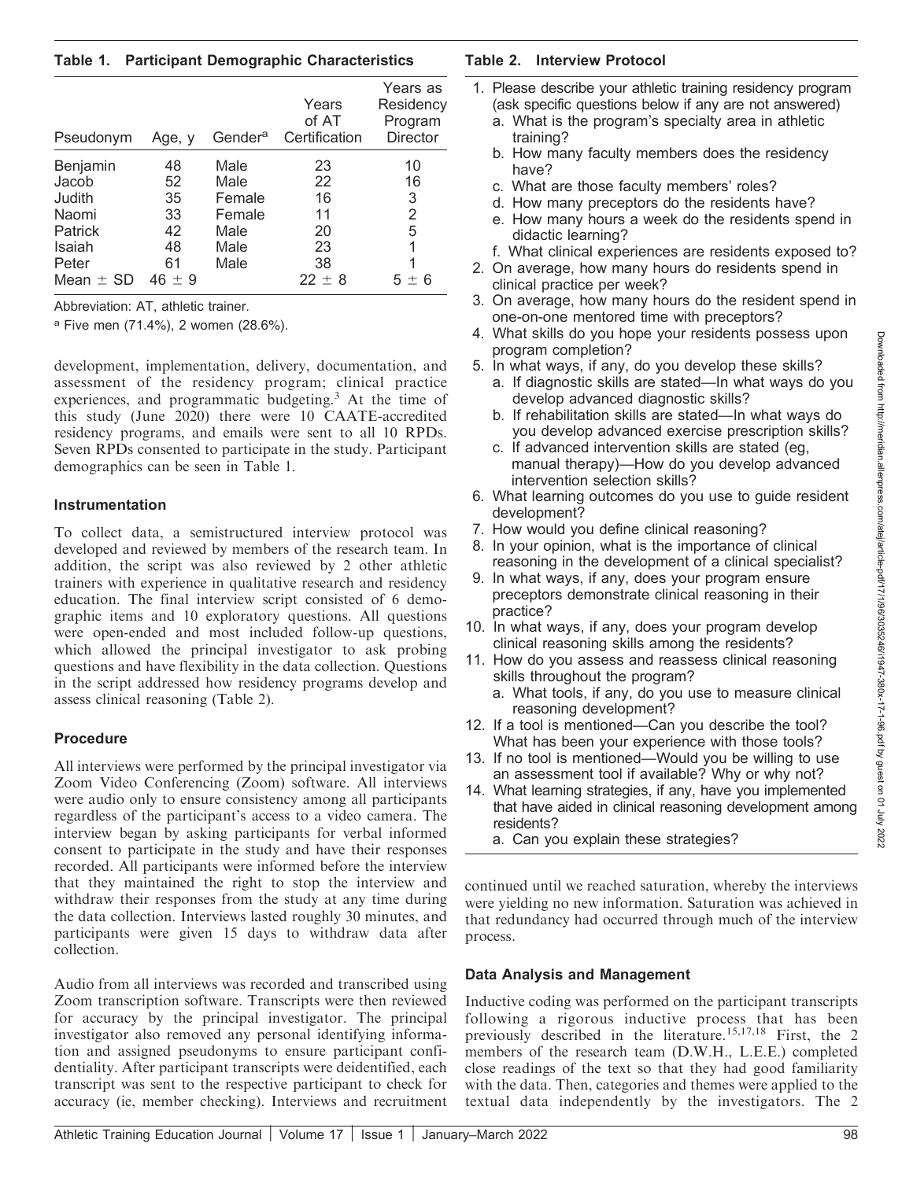**Table 1. Participant Demographic Characteristics**

| Pseudonym | Age, y | Gender[a] | Years of AT Certification | Years as Residency Program Director |
|---|---|---|---|---|
| Benjamin | 48 | Male | 23 | 10 |
| Jacob | 52 | Male | 22 | 16 |
| Judith | 35 | Female | 16 | 3 |
| Naomi | 33 | Female | 11 | 2 |
| Patrick | 42 | Male | 20 | 5 |
| Isaiah | 48 | Male | 23 | 1 |
| Peter | 61 | Male | 38 | 1 |
| Mean ± SD | 46 ± 9 | | 22 ± 8 | 5 ± 6 |

Abbreviation: AT, athletic trainer.

[a] Five men (71.4%), 2 women (28.6%).

development, implementation, delivery, documentation, and assessment of the residency program; clinical practice experiences, and programmatic budgeting.[3] At the time of this study (June 2020) there were 10 CAATE-accredited residency programs, and emails were sent to all 10 RPDs. Seven RPDs consented to participate in the study. Participant demographics can be seen in Table 1.

### Instrumentation

To collect data, a semistructured interview protocol was developed and reviewed by members of the research team. In addition, the script was also reviewed by 2 other athletic trainers with experience in qualitative research and residency education. The final interview script consisted of 6 demographic items and 10 exploratory questions. All questions were open-ended and most included follow-up questions, which allowed the principal investigator to ask probing questions and have flexibility in the data collection. Questions in the script addressed how residency programs develop and assess clinical reasoning (Table 2).

### Procedure

All interviews were performed by the principal investigator via Zoom Video Conferencing (Zoom) software. All interviews were audio only to ensure consistency among all participants regardless of the participant's access to a video camera. The interview began by asking participants for verbal informed consent to participate in the study and have their responses recorded. All participants were informed before the interview that they maintained the right to stop the interview and withdraw their responses from the study at any time during the data collection. Interviews lasted roughly 30 minutes, and participants were given 15 days to withdraw data after collection.

Audio from all interviews was recorded and transcribed using Zoom transcription software. Transcripts were then reviewed for accuracy by the principal investigator. The principal investigator also removed any personal identifying information and assigned pseudonyms to ensure participant confidentiality. After participant transcripts were deidentified, each transcript was sent to the respective participant to check for accuracy (ie, member checking). Interviews and recruitment continued until we reached saturation, whereby the interviews were yielding no new information. Saturation was achieved in that redundancy had occurred through much of the interview process.

**Table 2. Interview Protocol**

1. Please describe your athletic training residency program (ask specific questions below if any are not answered)
   a. What is the program's specialty area in athletic training?
   b. How many faculty members does the residency have?
   c. What are those faculty members' roles?
   d. How many preceptors do the residents have?
   e. How many hours a week do the residents spend in didactic learning?
   f. What clinical experiences are residents exposed to?
2. On average, how many hours do residents spend in clinical practice per week?
3. On average, how many hours do the resident spend in one-on-one mentored time with preceptors?
4. What skills do you hope your residents possess upon program completion?
5. In what ways, if any, do you develop these skills?
   a. If diagnostic skills are stated—In what ways do you develop advanced diagnostic skills?
   b. If rehabilitation skills are stated—In what ways do you develop advanced exercise prescription skills?
   c. If advanced intervention skills are stated (eg, manual therapy)—How do you develop advanced intervention selection skills?
6. What learning outcomes do you use to guide resident development?
7. How would you define clinical reasoning?
8. In your opinion, what is the importance of clinical reasoning in the development of a clinical specialist?
9. In what ways, if any, does your program ensure preceptors demonstrate clinical reasoning in their practice?
10. In what ways, if any, does your program develop clinical reasoning skills among the residents?
11. How do you assess and reassess clinical reasoning skills throughout the program?
    a. What tools, if any, do you use to measure clinical reasoning development?
12. If a tool is mentioned—Can you describe the tool? What has been your experience with those tools?
13. If no tool is mentioned—Would you be willing to use an assessment tool if available? Why or why not?
14. What learning strategies, if any, have you implemented that have aided in clinical reasoning development among residents?
    a. Can you explain these strategies?

### Data Analysis and Management

Inductive coding was performed on the participant transcripts following a rigorous inductive process that has been previously described in the literature.[15,17,18] First, the 2 members of the research team (D.W.H., L.E.E.) completed close readings of the text so that they had good familiarity with the data. Then, categories and themes were applied to the textual data independently by the investigators. The 2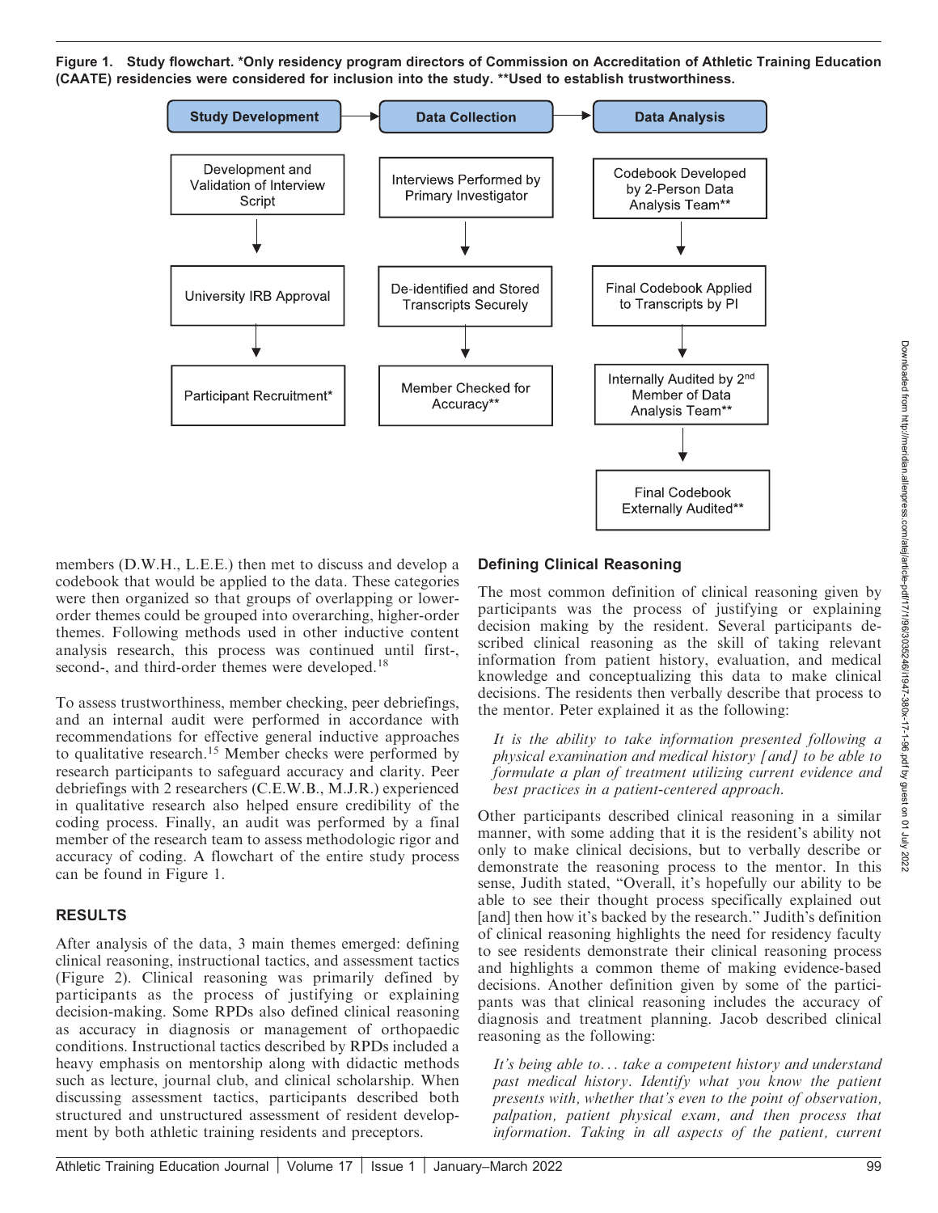Figure 1. Study flowchart. *Only residency program directors of Commission on Accreditation of Athletic Training Education (CAATE) residencies were considered for inclusion into the study. **Used to establish trustworthiness.

| Study Development | Data Collection | Data Analysis |
| --- | --- | --- |
| Development and Validation of Interview Script | Interviews Performed by Primary Investigator | Codebook Developed by 2-Person Data Analysis Team** |
| University IRB Approval | De-identified and Stored Transcripts Securely | Final Codebook Applied to Transcripts by PI |
| Participant Recruitment* | Member Checked for Accuracy** | Internally Audited by 2nd Member of Data Analysis Team** |
| | | Final Codebook Externally Audited** |

members (D.W.H., L.E.E.) then met to discuss and develop a codebook that would be applied to the data. These categories were then organized so that groups of overlapping or lower-order themes could be grouped into overarching, higher-order themes. Following methods used in other inductive content analysis research, this process was continued until first-, second-, and third-order themes were developed.[18]

To assess trustworthiness, member checking, peer debriefings, and an internal audit were performed in accordance with recommendations for effective general inductive approaches to qualitative research.[15] Member checks were performed by research participants to safeguard accuracy and clarity. Peer debriefings with 2 researchers (C.E.W.B., M.J.R.) experienced in qualitative research also helped ensure credibility of the coding process. Finally, an audit was performed by a final member of the research team to assess methodologic rigor and accuracy of coding. A flowchart of the entire study process can be found in Figure 1.

## RESULTS

After analysis of the data, 3 main themes emerged: defining clinical reasoning, instructional tactics, and assessment tactics (Figure 2). Clinical reasoning was primarily defined by participants as the process of justifying or explaining decision-making. Some RPDs also defined clinical reasoning as accuracy in diagnosis or management of orthopaedic conditions. Instructional tactics described by RPDs included a heavy emphasis on mentorship along with didactic methods such as lecture, journal club, and clinical scholarship. When discussing assessment tactics, participants described both structured and unstructured assessment of resident development by both athletic training residents and preceptors.

### Defining Clinical Reasoning

The most common definition of clinical reasoning given by participants was the process of justifying or explaining decision making by the resident. Several participants described clinical reasoning as the skill of taking relevant information from patient history, evaluation, and medical knowledge and conceptualizing this data to make clinical decisions. The residents then verbally describe that process to the mentor. Peter explained it as the following:

> *It is the ability to take information presented following a physical examination and medical history [and] to be able to formulate a plan of treatment utilizing current evidence and best practices in a patient-centered approach.*

Other participants described clinical reasoning in a similar manner, with some adding that it is the resident's ability not only to make clinical decisions, but to verbally describe or demonstrate the reasoning process to the mentor. In this sense, Judith stated, "Overall, it's hopefully our ability to be able to see their thought process specifically explained out [and] then how it's backed by the research." Judith's definition of clinical reasoning highlights the need for residency faculty to see residents demonstrate their clinical reasoning process and highlights a common theme of making evidence-based decisions. Another definition given by some of the participants was that clinical reasoning includes the accuracy of diagnosis and treatment planning. Jacob described clinical reasoning as the following:

> *It's being able to... take a competent history and understand past medical history. Identify what you know the patient presents with, whether that's even to the point of observation, palpation, patient physical exam, and then process that information. Taking in all aspects of the patient, current*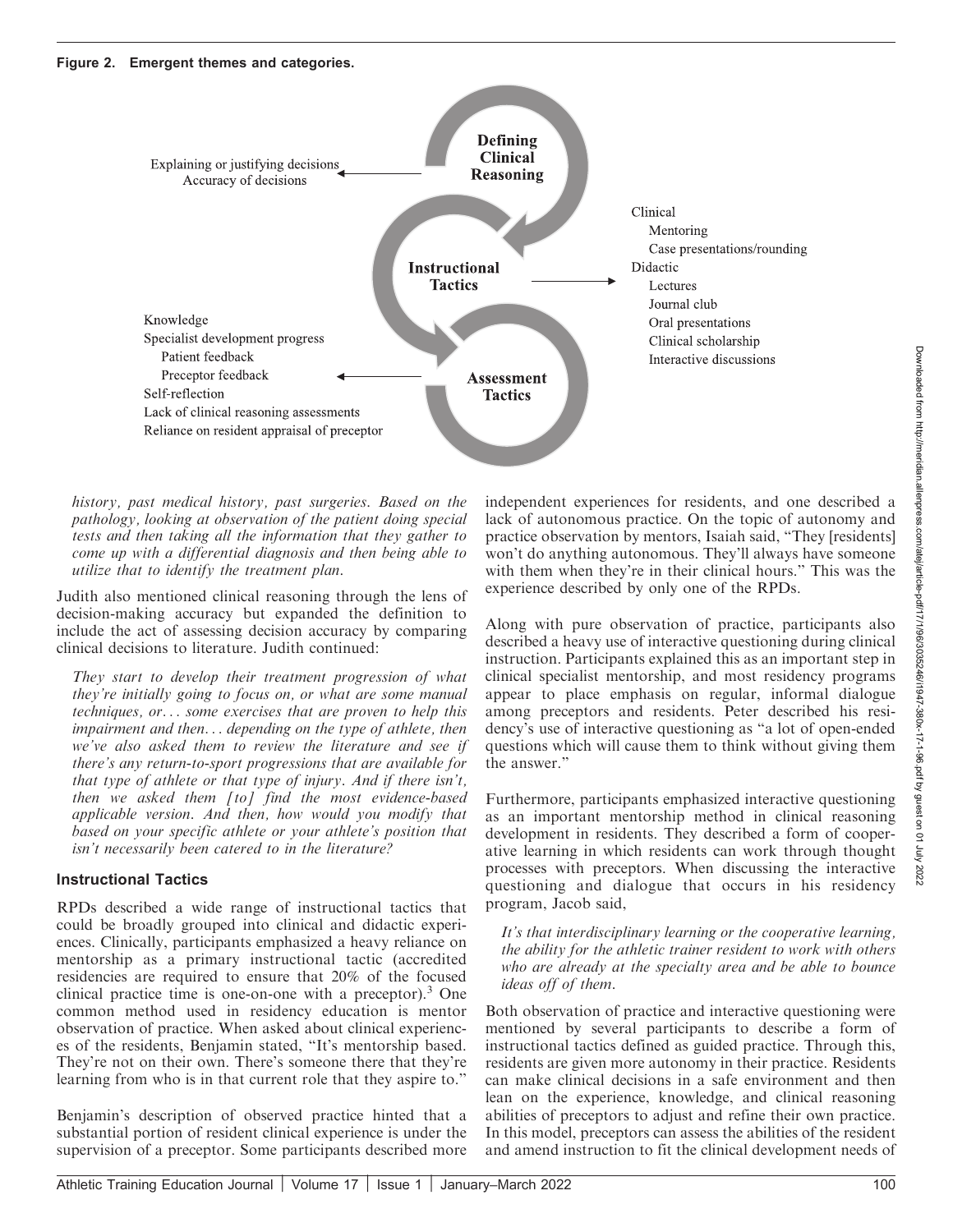**Figure 2. Emergent themes and categories.**

Defining Clinical Reasoning
- Explaining or justifying decisions
- Accuracy of decisions

Instructional Tactics
- Clinical
  - Mentoring
  - Case presentations/rounding
- Didactic
  - Lectures
  - Journal club
  - Oral presentations
  - Clinical scholarship
  - Interactive discussions

Assessment Tactics
- Knowledge
- Specialist development progress
  - Patient feedback
  - Preceptor feedback
- Self-reflection
- Lack of clinical reasoning assessments
- Reliance on resident appraisal of preceptor

*history, past medical history, past surgeries. Based on the pathology, looking at observation of the patient doing special tests and then taking all the information that they gather to come up with a differential diagnosis and then being able to utilize that to identify the treatment plan.*

Judith also mentioned clinical reasoning through the lens of decision-making accuracy but expanded the definition to include the act of assessing decision accuracy by comparing clinical decisions to literature. Judith continued:

> *They start to develop their treatment progression of what they're initially going to focus on, or what are some manual techniques, or... some exercises that are proven to help this impairment and then... depending on the type of athlete, then we've also asked them to review the literature and see if there's any return-to-sport progressions that are available for that type of athlete or that type of injury. And if there isn't, then we ask them [to] find the most evidence-based applicable version. And then, how would you modify that based on your specific athlete or your athlete's position that isn't necessarily been catered to in the literature?*

### Instructional Tactics

RPDs described a wide range of instructional tactics that could be broadly grouped into clinical and didactic experiences. Clinically, participants emphasized a heavy reliance on mentorship as a primary instructional tactic (accredited residencies are required to ensure that 20% of the focused clinical practice time is one-on-one with a preceptor).[3] One common method used in residency education is mentor observation of practice. When asked about clinical experiences of the residents, Benjamin stated, "It's mentorship based. They're not on their own. There's someone there that they're learning from who is in that current role that they aspire to."

Benjamin's description of observed practice hinted that a substantial portion of resident clinical experience is under the supervision of a preceptor. Some participants described more independent experiences for residents, and one described a lack of autonomous practice. On the topic of autonomy and practice observation by mentors, Isaiah said, "They [residents] won't do anything autonomous. They'll always have someone with them when they're in their clinical hours." This was the experience described by only one of the RPDs.

Along with pure observation of practice, participants also described a heavy use of interactive questioning during clinical instruction. Participants explained this as an important step in clinical specialist mentorship, and most residency programs appear to place emphasis on regular, informal dialogue among preceptors and residents. Peter described his residency's use of interactive questioning as "a lot of open-ended questions which will cause them to think without giving them the answer."

Furthermore, participants emphasized interactive questioning as an important mentorship method in clinical reasoning development in residents. They described a form of cooperative learning in which residents can work through thought processes with preceptors. When discussing the interactive questioning and dialogue that occurs in his residency program, Jacob said,

> *It's that interdisciplinary learning or the cooperative learning, the ability for the athletic trainer resident to work with others who are already at the specialty area and be able to bounce ideas off of them.*

Both observation of practice and interactive questioning were mentioned by several participants to describe a form of instructional tactics defined as guided practice. Through this, residents are given more autonomy in their practice. Residents can make clinical decisions in a safe environment and then lean on the experience, knowledge, and clinical reasoning abilities of preceptors to adjust and refine their own practice. In this model, preceptors can assess the abilities of the resident and amend instruction to fit the clinical development needs of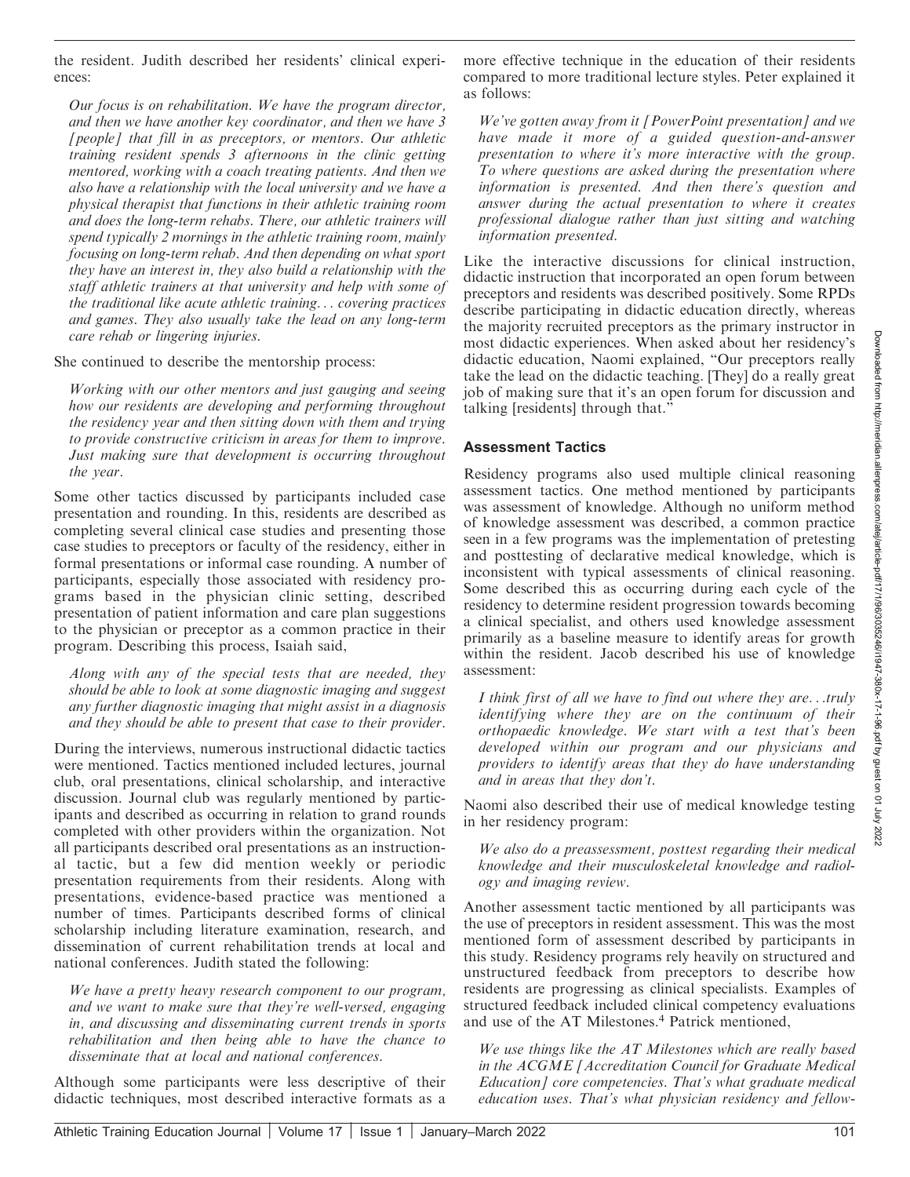the resident. Judith described her residents' clinical experiences:

> *Our focus is on rehabilitation. We have the program director, and then we have another key coordinator, and then we have 3 [people] that fill in as preceptors, or mentors. Our athletic training resident spends 3 afternoons in the clinic getting mentored, working with a coach treating patients. And then we also have a relationship with the local university and we have a physical therapist that functions in their athletic training room and does the long-term rehabs. There, our athletic trainers will spend typically 2 mornings in the athletic training room, mainly focusing on long-term rehab. And then depending on what sport they have an interest in, they also build a relationship with the staff athletic trainers at that university and help with some of the traditional like acute athletic training... covering practices and games. They also usually take the lead on any long-term care rehab or lingering injuries.*

She continued to describe the mentorship process:

> *Working with our other mentors and just gauging and seeing how our residents are developing and performing throughout the residency year and then sitting down with them and trying to provide constructive criticism in areas for them to improve. Just making sure that development is occurring throughout the year.*

Some other tactics discussed by participants included case presentation and rounding. In this, residents are described as completing several clinical case studies and presenting those case studies to preceptors or faculty of the residency, either in formal presentations or informal case rounding. A number of participants, especially those associated with residency programs based in the physician clinic setting, described presentation of patient information and care plan suggestions to the physician or preceptor as a common practice in their program. Describing this process, Isaiah said,

> *Along with any of the special tests that are needed, they should be able to look at some diagnostic imaging and suggest any further diagnostic imaging that might assist in a diagnosis and they should be able to present that case to their provider.*

During the interviews, numerous instructional didactic tactics were mentioned. Tactics mentioned included lectures, journal club, oral presentations, clinical scholarship, and interactive discussion. Journal club was regularly mentioned by participants and described as occurring in relation to grand rounds completed with other providers within the organization. Not all participants described oral presentations as an instructional tactic, but a few did mention weekly or periodic presentation requirements from their residents. Along with presentations, evidence-based practice was mentioned a number of times. Participants described forms of clinical scholarship including literature examination, research, and dissemination of current rehabilitation trends at local and national conferences. Judith stated the following:

> *We have a pretty heavy research component to our program, and we want to make sure that they're well-versed, engaging in, and discussing and disseminating current trends in sports rehabilitation and then being able to have the chance to disseminate that at local and national conferences.*

Although some participants were less descriptive of their didactic techniques, most described interactive formats as a more effective technique in the education of their residents compared to more traditional lecture styles. Peter explained it as follows:

> *We've gotten away from it [PowerPoint presentation] and we have made it more of a guided question-and-answer presentation to where it's more interactive with the group. To where questions are asked during the presentation where information is presented. And then there's question and answer during the actual presentation to where it creates professional dialogue rather than just sitting and watching information presented.*

Like the interactive discussions for clinical instruction, didactic instruction that incorporated an open forum between preceptors and residents was described positively. Some RPDs describe participating in didactic education directly, whereas the majority recruited preceptors as the primary instructor in most didactic experiences. When asked about her residency's didactic education, Naomi explained, "Our preceptors really take the lead on the didactic teaching. [They] do a really great job of making sure that it's an open forum for discussion and talking [residents] through that."

### Assessment Tactics

Residency programs also used multiple clinical reasoning assessment tactics. One method mentioned by participants was assessment of knowledge. Although no uniform method of knowledge assessment was described, a common practice seen in a few programs was the implementation of pretesting and posttesting of declarative medical knowledge, which is inconsistent with typical assessments of clinical reasoning. Some described this as occurring during each cycle of the residency to determine resident progression towards becoming a clinical specialist, and others used knowledge assessment primarily as a baseline measure to identify areas for growth within the resident. Jacob described his use of knowledge assessment:

> *I think first of all we have to find out where they are...truly identifying where they are on the continuum of their orthopaedic knowledge. We start with a test that's been developed within our program and our physicians and providers to identify areas that they do have understanding and in areas that they don't.*

Naomi also described their use of medical knowledge testing in her residency program:

> *We also do a preassessment, posttest regarding their medical knowledge and their musculoskeletal knowledge and radiology and imaging review.*

Another assessment tactic mentioned by all participants was the use of preceptors in resident assessment. This was the most mentioned form of assessment described by participants in this study. Residency programs rely heavily on structured and unstructured feedback from preceptors to describe how residents are progressing as clinical specialists. Examples of structured feedback included clinical competency evaluations and use of the AT Milestones.[4] Patrick mentioned,

> *We use things like the AT Milestones which are really based in the ACGME [Accreditation Council for Graduate Medical Education] core competencies. That's what graduate medical education uses. That's what physician residency and fellow-*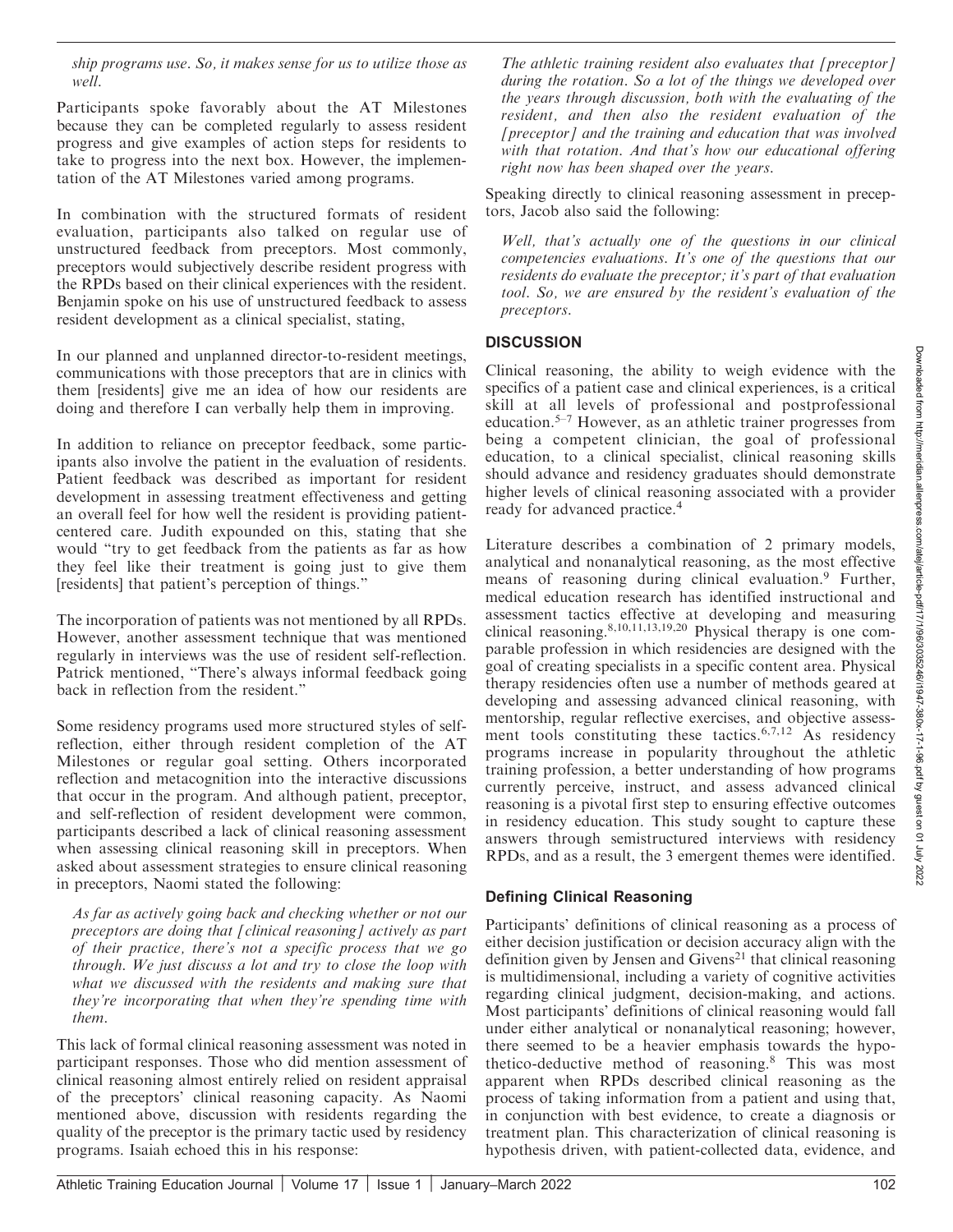*ship programs use. So, it makes sense for us to utilize those as well.*

Participants spoke favorably about the AT Milestones because they can be completed regularly to assess resident progress and give examples of action steps for residents to take to progress into the next box. However, the implementation of the AT Milestones varied among programs.

In combination with the structured formats of resident evaluation, participants also talked on regular use of unstructured feedback from preceptors. Most commonly, preceptors would subjectively describe resident progress with the RPDs based on their clinical experiences with the resident. Benjamin spoke on his use of unstructured feedback to assess resident development as a clinical specialist, stating,

In our planned and unplanned director-to-resident meetings, communications with those preceptors that are in clinics with them [residents] give me an idea of how our residents are doing and therefore I can verbally help them in improving.

In addition to reliance on preceptor feedback, some participants also involve the patient in the evaluation of residents. Patient feedback was described as important for resident development in assessing treatment effectiveness and getting an overall feel for how well the resident is providing patient-centered care. Judith expounded on this, stating that she would "try to get feedback from the patients as far as how they feel like their treatment is going just to give them [residents] that patient's perception of things."

The incorporation of patients was not mentioned by all RPDs. However, another assessment technique that was mentioned regularly in interviews was the use of resident self-reflection. Patrick mentioned, "There's always informal feedback going back in reflection from the resident."

Some residency programs used more structured styles of self-reflection, either through resident completion of the AT Milestones or regular goal setting. Others incorporated reflection and metacognition into the interactive discussions that occur in the program. And although patient, preceptor, and self-reflection of resident development were common, participants described a lack of clinical reasoning assessment when assessing clinical reasoning skill in preceptors. When asked about assessment strategies to ensure clinical reasoning in preceptors, Naomi stated the following:

*As far as actively going back and checking whether or not our preceptors are doing that [clinical reasoning] actively as part of their practice, there's not a specific process that we go through. We just discuss a lot and try to close the loop with what we discussed with the residents and making sure that they're incorporating that when they're spending time with them.*

This lack of formal clinical reasoning assessment was noted in participant responses. Those who did mention assessment of clinical reasoning almost entirely relied on resident appraisal of the preceptors' clinical reasoning capacity. As Naomi mentioned above, discussion with residents regarding the quality of the preceptor is the primary tactic used by residency programs. Isaiah echoed this in his response:

*The athletic training resident also evaluates that [preceptor] during the rotation. So a lot of the things we developed over the years through discussion, both with the evaluating of the resident, and then also the resident evaluation of the [preceptor] and the training and education that was involved with that rotation. And that's how our educational offering right now has been shaped over the years.*

Speaking directly to clinical reasoning assessment in preceptors, Jacob also said the following:

*Well, that's actually one of the questions in our clinical competencies evaluations. It's one of the questions that our residents do evaluate the preceptor; it's part of that evaluation tool. So, we are ensured by the resident's evaluation of the preceptors.*

## DISCUSSION

Clinical reasoning, the ability to weigh evidence with the specifics of a patient case and clinical experiences, is a critical skill at all levels of professional and postprofessional education.[5–7] However, as an athletic trainer progresses from being a competent clinician, the goal of professional education, to a clinical specialist, clinical reasoning skills should advance and residency graduates should demonstrate higher levels of clinical reasoning associated with a provider ready for advanced practice.[4]

Literature describes a combination of 2 primary models, analytical and nonanalytical reasoning, as the most effective means of reasoning during clinical evaluation.[9] Further, medical education research has identified instructional and assessment tactics effective at developing and measuring clinical reasoning.[8,10,11,13,19,20] Physical therapy is one comparable profession in which residencies are designed with the goal of creating specialists in a specific content area. Physical therapy residencies often use a number of methods geared at developing and assessing advanced clinical reasoning, with mentorship, regular reflective exercises, and objective assessment tools constituting these tactics.[6,7,12] As residency programs increase in popularity throughout the athletic training profession, a better understanding of how programs currently perceive, instruct, and assess advanced clinical reasoning is a pivotal first step to ensuring effective outcomes in residency education. This study sought to capture these answers through semistructured interviews with residency RPDs, and as a result, the 3 emergent themes were identified.

### Defining Clinical Reasoning

Participants' definitions of clinical reasoning as a process of either decision justification or decision accuracy align with the definition given by Jensen and Givens[21] that clinical reasoning is multidimensional, including a variety of cognitive activities regarding clinical judgment, decision-making, and actions. Most participants' definitions of clinical reasoning would fall under either analytical or nonanalytical reasoning; however, there seemed to be a heavier emphasis towards the hypothetico-deductive method of reasoning.[8] This was most apparent when RPDs described clinical reasoning as the process of taking information from a patient and using that, in conjunction with best evidence, to create a diagnosis or treatment plan. This characterization of clinical reasoning is hypothesis driven, with patient-collected data, evidence, and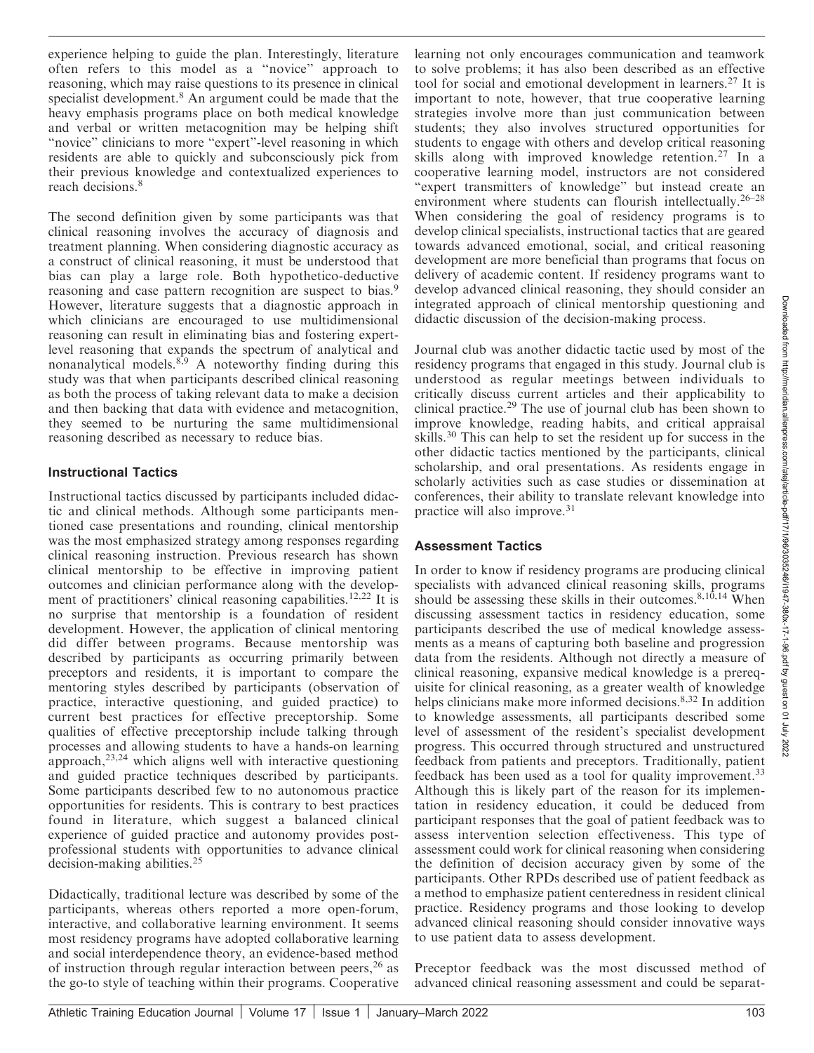experience helping to guide the plan. Interestingly, literature often refers to this model as a "novice" approach to reasoning, which may raise questions to its presence in clinical specialist development.[8] An argument could be made that the heavy emphasis programs place on both medical knowledge and verbal or written metacognition may be helping shift "novice" clinicians to more "expert"-level reasoning in which residents are able to quickly and subconsciously pick from their previous knowledge and contextualized experiences to reach decisions.[8]

The second definition given by some participants was that clinical reasoning involves the accuracy of diagnosis and treatment planning. When considering diagnostic accuracy as a construct of clinical reasoning, it must be understood that bias can play a large role. Both hypothetico-deductive reasoning and case pattern recognition are suspect to bias.[9] However, literature suggests that a diagnostic approach in which clinicians are encouraged to use multidimensional reasoning can result in eliminating bias and fostering expert-level reasoning that expands the spectrum of analytical and nonanalytical models.[8,9] A noteworthy finding during this study was that when participants described clinical reasoning as both the process of taking relevant data to make a decision and then backing that data with evidence and metacognition, they seemed to be nurturing the same multidimensional reasoning described as necessary to reduce bias.

### Instructional Tactics

Instructional tactics discussed by participants included didactic and clinical methods. Although some participants mentioned case presentations and rounding, clinical mentorship was the most emphasized strategy among responses regarding clinical reasoning instruction. Previous research has shown clinical mentorship to be effective in improving patient outcomes and clinician performance along with the development of practitioners' clinical reasoning capabilities.[12,22] It is no surprise that mentorship is a foundation of resident development. However, the application of clinical mentoring did differ between programs. Because mentorship was described by participants as occurring primarily between preceptors and residents, it is important to compare the mentoring styles described by participants (observation of practice, interactive questioning, and guided practice) to current best practices for effective preceptorship. Some qualities of effective preceptorship include talking through processes and allowing students to have a hands-on learning approach,[23,24] which aligns well with interactive questioning and guided practice techniques described by participants. Some participants described few to no autonomous practice opportunities for residents. This is contrary to best practices found in literature, which suggest a balanced clinical experience of guided practice and autonomy provides post-professional students with opportunities to advance clinical decision-making abilities.[25]

Didactically, traditional lecture was described by some of the participants, whereas others reported a more open-forum, interactive, and collaborative learning environment. It seems most residency programs have adopted collaborative learning and social interdependence theory, an evidence-based method of instruction through regular interaction between peers,[26] as the go-to style of teaching within their programs. Cooperative learning not only encourages communication and teamwork to solve problems; it has also been described as an effective tool for social and emotional development in learners.[27] It is important to note, however, that true cooperative learning strategies involve more than just communication between students; they also involves structured opportunities for students to engage with others and develop critical reasoning skills along with improved knowledge retention.[27] In a cooperative learning model, instructors are not considered "expert transmitters of knowledge" but instead create an environment where students can flourish intellectually.[26–28] When considering the goal of residency programs is to develop clinical specialists, instructional tactics that are geared towards advanced emotional, social, and critical reasoning development are more beneficial than programs that focus on delivery of academic content. If residency programs want to develop advanced clinical reasoning, they should consider an integrated approach of clinical mentorship questioning and didactic discussion of the decision-making process.

Journal club was another didactic tactic used by most of the residency programs that engaged in this study. Journal club is understood as regular meetings between individuals to critically discuss current articles and their applicability to clinical practice.[29] The use of journal club has been shown to improve knowledge, reading habits, and critical appraisal skills.[30] This can help to set the resident up for success in the other didactic tactics mentioned by the participants, clinical scholarship, and oral presentations. As residents engage in scholarly activities such as case studies or dissemination at conferences, their ability to translate relevant knowledge into practice will also improve.[31]

### Assessment Tactics

In order to know if residency programs are producing clinical specialists with advanced clinical reasoning skills, programs should be assessing these skills in their outcomes.[8,10,14] When discussing assessment tactics in residency education, some participants described the use of medical knowledge assessments as a means of capturing both baseline and progression data from the residents. Although not directly a measure of clinical reasoning, expansive medical knowledge is a prerequisite for clinical reasoning, as a greater wealth of knowledge helps clinicians make more informed decisions.[8,32] In addition to knowledge assessments, all participants described some level of assessment of the resident's specialist development progress. This occurred through structured and unstructured feedback from patients and preceptors. Traditionally, patient feedback has been used as a tool for quality improvement.[33] Although this is likely part of the reason for its implementation in residency education, it could be deduced from participant responses that the goal of patient feedback was to assess intervention selection effectiveness. This type of assessment could work for clinical reasoning when considering the definition of decision accuracy given by some of the participants. Other RPDs described use of patient feedback as a method to emphasize patient centeredness in resident clinical practice. Residency programs and those looking to develop advanced clinical reasoning should consider innovative ways to use patient data to assess development.

Preceptor feedback was the most discussed method of advanced clinical reasoning assessment and could be separat-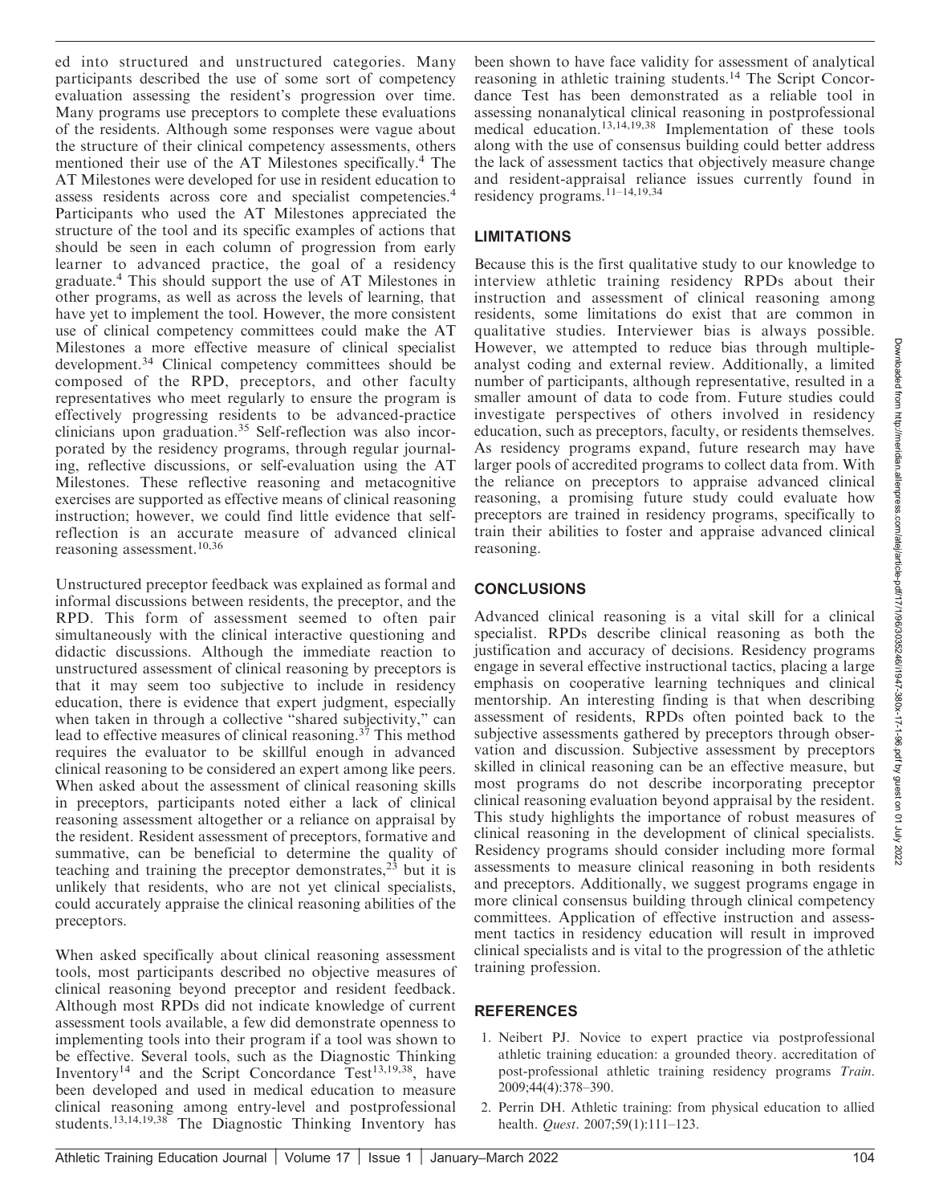ed into structured and unstructured categories. Many participants described the use of some sort of competency evaluation assessing the resident's progression over time. Many programs use preceptors to complete these evaluations of the residents. Although some responses were vague about the structure of their clinical competency assessments, others mentioned their use of the AT Milestones specifically.[4] The AT Milestones were developed for use in resident education to assess residents across core and specialist competencies.[4] Participants who used the AT Milestones appreciated the structure of the tool and its specific examples of actions that should be seen in each column of progression from early learner to advanced practice, the goal of a residency graduate.[4] This should support the use of AT Milestones in other programs, as well as across the levels of learning, that have yet to implement the tool. However, the more consistent use of clinical competency committees could make the AT Milestones a more effective measure of clinical specialist development.[34] Clinical competency committees should be composed of the RPD, preceptors, and other faculty representatives who meet regularly to ensure the program is effectively progressing residents to be advanced-practice clinicians upon graduation.[35] Self-reflection was also incorporated by the residency programs, through regular journaling, reflective discussions, or self-evaluation using the AT Milestones. These reflective reasoning and metacognitive exercises are supported as effective means of clinical reasoning instruction; however, we could find little evidence that self-reflection is an accurate measure of advanced clinical reasoning assessment.[10,36]

Unstructured preceptor feedback was explained as formal and informal discussions between residents, the preceptor, and the RPD. This form of assessment seemed to often pair simultaneously with the clinical interactive questioning and didactic discussions. Although the immediate reaction to unstructured assessment of clinical reasoning by preceptors is that it may seem too subjective to include in residency education, there is evidence that expert judgment, especially when taken in through a collective "shared subjectivity," can lead to effective measures of clinical reasoning.[37] This method requires the evaluator to be skillful enough in advanced clinical reasoning to be considered an expert among like peers. When asked about the assessment of clinical reasoning skills in preceptors, participants noted either a lack of clinical reasoning assessment altogether or a reliance on appraisal by the resident. Resident assessment of preceptors, formative and summative, can be beneficial to determine the quality of teaching and training the preceptor demonstrates,[23] but it is unlikely that residents, who are not yet clinical specialists, could accurately appraise the clinical reasoning abilities of the preceptors.

When asked specifically about clinical reasoning assessment tools, most participants described no objective measures of clinical reasoning beyond preceptor and resident feedback. Although most RPDs did not indicate knowledge of current assessment tools available, a few did demonstrate openness to implementing tools into their program if a tool was shown to be effective. Several tools, such as the Diagnostic Thinking Inventory[14] and the Script Concordance Test[13,19,38], have been developed and used in medical education to measure clinical reasoning among entry-level and postprofessional students.[13,14,19,38] The Diagnostic Thinking Inventory has been shown to have face validity for assessment of analytical reasoning in athletic training students.[14] The Script Concordance Test has been demonstrated as a reliable tool in assessing nonanalytical clinical reasoning in postprofessional medical education.[13,14,19,38] Implementation of these tools along with the use of consensus building could better address the lack of assessment tactics that objectively measure change and resident-appraisal reliance issues currently found in residency programs.[11–14,19,34]

## LIMITATIONS

Because this is the first qualitative study to our knowledge to interview athletic training residency RPDs about their instruction and assessment of clinical reasoning among residents, some limitations do exist that are common in qualitative studies. Interviewer bias is always possible. However, we attempted to reduce bias through multiple-analyst coding and external review. Additionally, a limited number of participants, although representative, resulted in a smaller amount of data to code from. Future studies could investigate perspectives of others involved in residency education, such as preceptors, faculty, or residents themselves. As residency programs expand, future research may have larger pools of accredited programs to collect data from. With the reliance on preceptors to appraise advanced clinical reasoning, a promising future study could evaluate how preceptors are trained in residency programs, specifically to train their abilities to foster and appraise advanced clinical reasoning.

## CONCLUSIONS

Advanced clinical reasoning is a vital skill for a clinical specialist. RPDs describe clinical reasoning as both the justification and accuracy of decisions. Residency programs engage in several effective instructional tactics, placing a large emphasis on cooperative learning techniques and clinical mentorship. An interesting finding is that when describing assessment of residents, RPDs often pointed back to the subjective assessments gathered by preceptors through observation and discussion. Subjective assessment by preceptors skilled in clinical reasoning can be an effective measure, but most programs do not describe incorporating preceptor clinical reasoning evaluation beyond appraisal by the resident. This study highlights the importance of robust measures of clinical reasoning in the development of clinical specialists. Residency programs should consider including more formal assessments to measure clinical reasoning in both residents and preceptors. Additionally, we suggest programs engage in more clinical consensus building through clinical competency committees. Application of effective instruction and assessment tactics in residency education will result in improved clinical specialists and is vital to the progression of the athletic training profession.

## REFERENCES

1. Neibert PJ. Novice to expert practice via postprofessional athletic training education: a grounded theory. accreditation of post-professional athletic training residency programs *Train*. 2009;44(4):378–390.
2. Perrin DH. Athletic training: from physical education to allied health. *Quest*. 2007;59(1):111–123.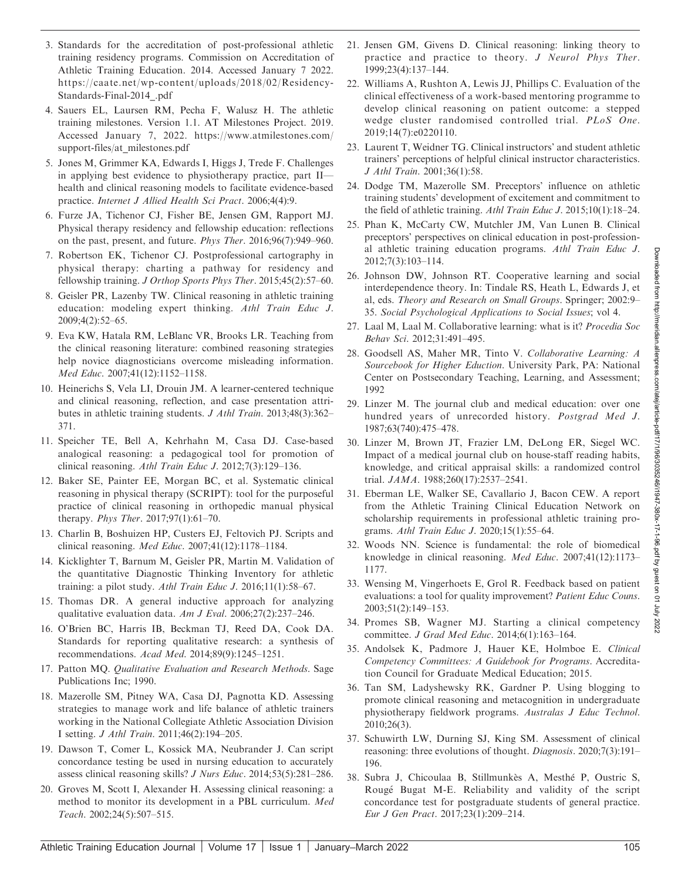3. Standards for the accreditation of post-professional athletic training residency programs. Commission on Accreditation of Athletic Training Education. 2014. Accessed January 7 2022. https://caate.net/wp-content/uploads/2018/02/Residency-Standards-Final-2014_.pdf
4. Sauers EL, Laursen RM, Pecha F, Walusz H. The athletic training milestones. Version 1.1. AT Milestones Project. 2019. Accessed January 7, 2022. https://www.atmilestones.com/support-files/at_milestones.pdf
5. Jones M, Grimmer KA, Edwards I, Higgs J, Trede F. Challenges in applying best evidence to physiotherapy practice, part II—health and clinical reasoning models to facilitate evidence-based practice. *Internet J Allied Health Sci Pract*. 2006;4(4):9.
6. Furze JA, Tichenor CJ, Fisher BE, Jensen GM, Rapport MJ. Physical therapy residency and fellowship education: reflections on the past, present, and future. *Phys Ther*. 2016;96(7):949–960.
7. Robertson EK, Tichenor CJ. Postprofessional cartography in physical therapy: charting a pathway for residency and fellowship training. *J Orthop Sports Phys Ther*. 2015;45(2):57–60.
8. Geisler PR, Lazenby TW. Clinical reasoning in athletic training education: modeling expert thinking. *Athl Train Educ J*. 2009;4(2):52–65.
9. Eva KW, Hatala RM, LeBlanc VR, Brooks LR. Teaching from the clinical reasoning literature: combined reasoning strategies help novice diagnosticians overcome misleading information. *Med Educ*. 2007;41(12):1152–1158.
10. Heinerichs S, Vela LI, Drouin JM. A learner-centered technique and clinical reasoning, reflection, and case presentation attributes in athletic training students. *J Athl Train*. 2013;48(3):362–371.
11. Speicher TE, Bell A, Kehrhahn M, Casa DJ. Case-based analogical reasoning: a pedagogical tool for promotion of clinical reasoning. *Athl Train Educ J*. 2012;7(3):129–136.
12. Baker SE, Painter EE, Morgan BC, et al. Systematic clinical reasoning in physical therapy (SCRIPT): tool for the purposeful practice of clinical reasoning in orthopedic manual physical therapy. *Phys Ther*. 2017;97(1):61–70.
13. Charlin B, Boshuizen HP, Custers EJ, Feltovich PJ. Scripts and clinical reasoning. *Med Educ*. 2007;41(12):1178–1184.
14. Kicklighter T, Barnum M, Geisler PR, Martin M. Validation of the quantitative Diagnostic Thinking Inventory for athletic training: a pilot study. *Athl Train Educ J*. 2016;11(1):58–67.
15. Thomas DR. A general inductive approach for analyzing qualitative evaluation data. *Am J Eval*. 2006;27(2):237–246.
16. O'Brien BC, Harris IB, Beckman TJ, Reed DA, Cook DA. Standards for reporting qualitative research: a synthesis of recommendations. *Acad Med*. 2014;89(9):1245–1251.
17. Patton MQ. *Qualitative Evaluation and Research Methods*. Sage Publications Inc; 1990.
18. Mazerolle SM, Pitney WA, Casa DJ, Pagnotta KD. Assessing strategies to manage work and life balance of athletic trainers working in the National Collegiate Athletic Association Division I setting. *J Athl Train*. 2011;46(2):194–205.
19. Dawson T, Comer L, Kossick MA, Neubrander J. Can script concordance testing be used in nursing education to accurately assess clinical reasoning skills? *J Nurs Educ*. 2014;53(5):281–286.
20. Groves M, Scott I, Alexander H. Assessing clinical reasoning: a method to monitor its development in a PBL curriculum. *Med Teach*. 2002;24(5):507–515.
21. Jensen GM, Givens D. Clinical reasoning: linking theory to practice and practice to theory. *J Neurol Phys Ther*. 1999;23(4):137–144.
22. Williams A, Rushton A, Lewis JJ, Phillips C. Evaluation of the clinical effectiveness of a work-based mentoring programme to develop clinical reasoning on patient outcome: a stepped wedge cluster randomised controlled trial. *PLoS One*. 2019;14(7):e0220110.
23. Laurent T, Weidner TG. Clinical instructors' and student athletic trainers' perceptions of helpful clinical instructor characteristics. *J Athl Train*. 2001;36(1):58.
24. Dodge TM, Mazerolle SM. Preceptors' influence on athletic training students' development of excitement and commitment to the field of athletic training. *Athl Train Educ J*. 2015;10(1):18–24.
25. Phan K, McCarty CW, Mutchler JM, Van Lunen B. Clinical preceptors' perspectives on clinical education in post-professional athletic training education programs. *Athl Train Educ J*. 2012;7(3):103–114.
26. Johnson DW, Johnson RT. Cooperative learning and social interdependence theory. In: Tindale RS, Heath L, Edwards J, et al, eds. *Theory and Research on Small Groups*. Springer; 2002:9–35. *Social Psychological Applications to Social Issues*; vol 4.
27. Laal M, Laal M. Collaborative learning: what is it? *Procedia Soc Behav Sci*. 2012;31:491–495.
28. Goodsell AS, Maher MR, Tinto V. *Collaborative Learning: A Sourcebook for Higher Edcution*. University Park, PA: National Center on Postsecondary Teaching, Learning, and Assessment; 1992
29. Linzer M. The journal club and medical education: over one hundred years of unrecorded history. *Postgrad Med J*. 1987;63(740):475–478.
30. Linzer M, Brown JT, Frazier LM, DeLong ER, Siegel WC. Impact of a medical journal club on house-staff reading habits, knowledge, and critical appraisal skills: a randomized control trial. *JAMA*. 1988;260(17):2537–2541.
31. Eberman LE, Walker SE, Cavallario J, Bacon CEW. A report from the Athletic Training Clinical Education Network on scholarship requirements in professional athletic training programs. *Athl Train Educ J*. 2020;15(1):55–64.
32. Woods NN. Science is fundamental: the role of biomedical knowledge in clinical reasoning. *Med Educ*. 2007;41(12):1173–1177.
33. Wensing M, Vingerhoets E, Grol R. Feedback based on patient evaluations: a tool for quality improvement? *Patient Educ Couns*. 2003;51(2):149–153.
34. Promes SB, Wagner MJ. Starting a clinical competency committee. *J Grad Med Educ*. 2014;6(1):163–164.
35. Andolsek K, Padmore J, Hauer KE, Holmboe E. *Clinical Competency Committees: A Guidebook for Programs*. Accreditation Council for Graduate Medical Education; 2015.
36. Tan SM, Ladyshewsky RK, Gardner P. Using blogging to promote clinical reasoning and metacognition in undergraduate physiotherapy fieldwork programs. *Australas J Educ Technol*. 2010;26(3).
37. Schuwirth LW, Durning SJ, King SM. Assessment of clinical reasoning: three evolutions of thought. *Diagnosis*. 2020;7(3):191–196.
38. Subra J, Chicoulaa B, Stillmunkès A, Mesthé P, Oustric S, Rougé Bugat M-E. Reliability and validity of the script concordance test for postgraduate students of general practice. *Eur J Gen Pract*. 2017;23(1):209–214.